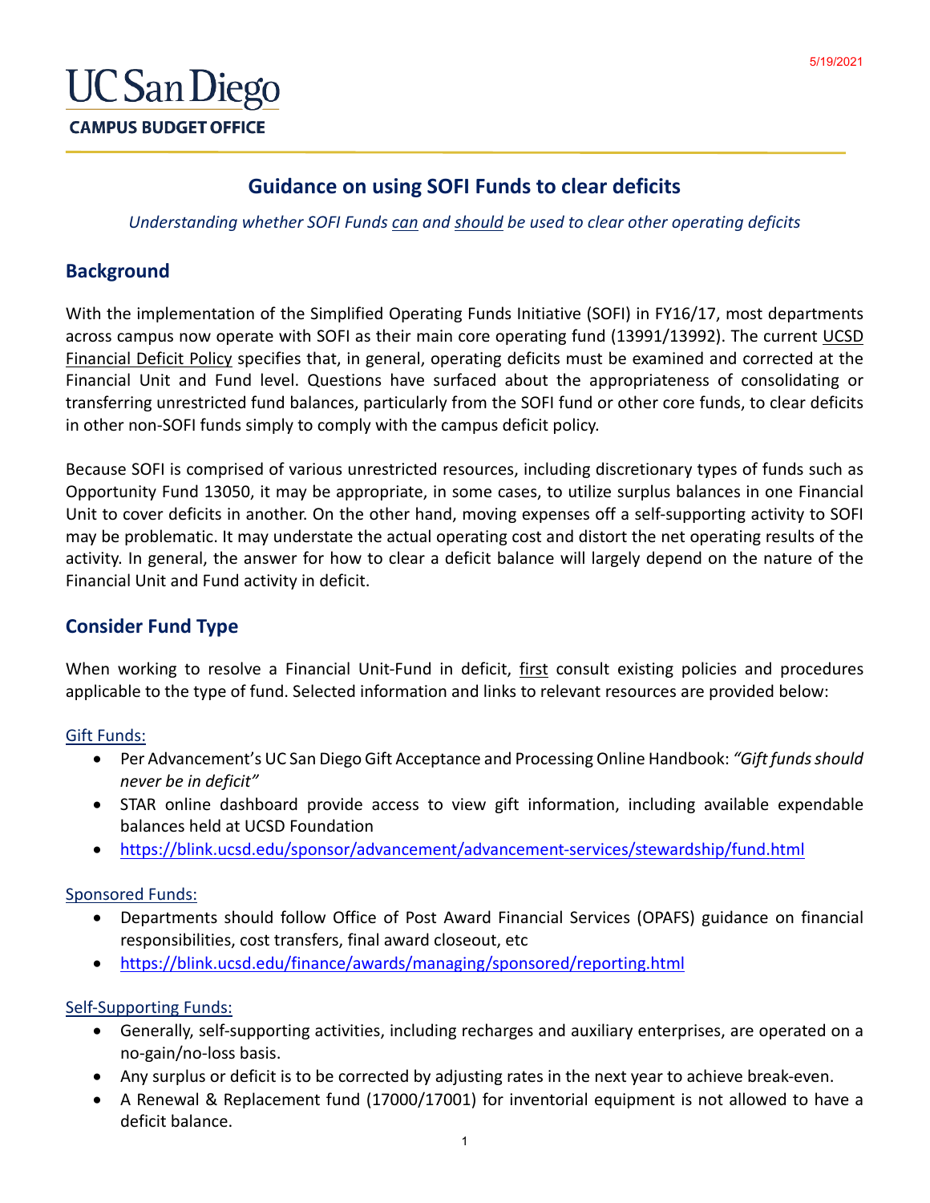UC San Diego

**CAMPUS BUDGET OFFICE**

5/19/2021

# Guidance on using SOFI Funds to clear deficits

*Understanding whether SOFI Funds can and should be used to clear other operating deficits*

## Background

With the implementation of the Simplified Operating Funds Initiative (SOFI) in FY16/17, most departments across campus now operate with SOFI as their main core operating fund (13991/13992). The current UCSD Financial Deficit Policy specifies that, in general, operating deficits must be examined and corrected at the Financial Unit and Fund level. Questions have surfaced about the appropriateness of consolidating or transferring unrestricted fund balances, particularly from the SOFI fund or other core funds, to clear deficits in other non-SOFI funds simply to comply with the campus deficit policy.

Because SOFI is comprised of various unrestricted resources, including discretionary types of funds such as Opportunity Fund 13050, it may be appropriate, in some cases, to utilize surplus balances in one Financial Unit to cover deficits in another. On the other hand, moving expenses off a self-supporting activity to SOFI may be problematic. It may understate the actual operating cost and distort the net operating results of the activity. In general, the answer for how to clear a deficit balance will largely depend on the nature of the Financial Unit and Fund activity in deficit.

## Consider Fund Type

When working to resolve a Financial Unit-Fund in deficit, first consult existing policies and procedures applicable to the type of fund. Selected information and links to relevant resources are provided below:

Gift Funds:

- Per Advancement's UC San Diego Gift Acceptance and Processing Online Handbook: *"Gift funds should never be in deficit"*
- STAR online dashboard provide access to view gift information, including available expendable balances held at UCSD Foundation
- https://blink.ucsd.edu/sponsor/advancement/advancement-services/stewardship/fund.html

Sponsored Funds:

- Departments should follow Office of Post Award Financial Services (OPAFS) guidance on financial responsibilities, cost transfers, final award closeout, etc
- https://blink.ucsd.edu/finance/awards/managing/sponsored/reporting.html

Self-Supporting Funds:

- Generally, self-supporting activities, including recharges and auxiliary enterprises, are operated on a no-gain/no-loss basis.
- Any surplus or deficit is to be corrected by adjusting rates in the next year to achieve break-even.
- A Renewal & Replacement fund (17000/17001) for inventorial equipment is not allowed to have a deficit balance.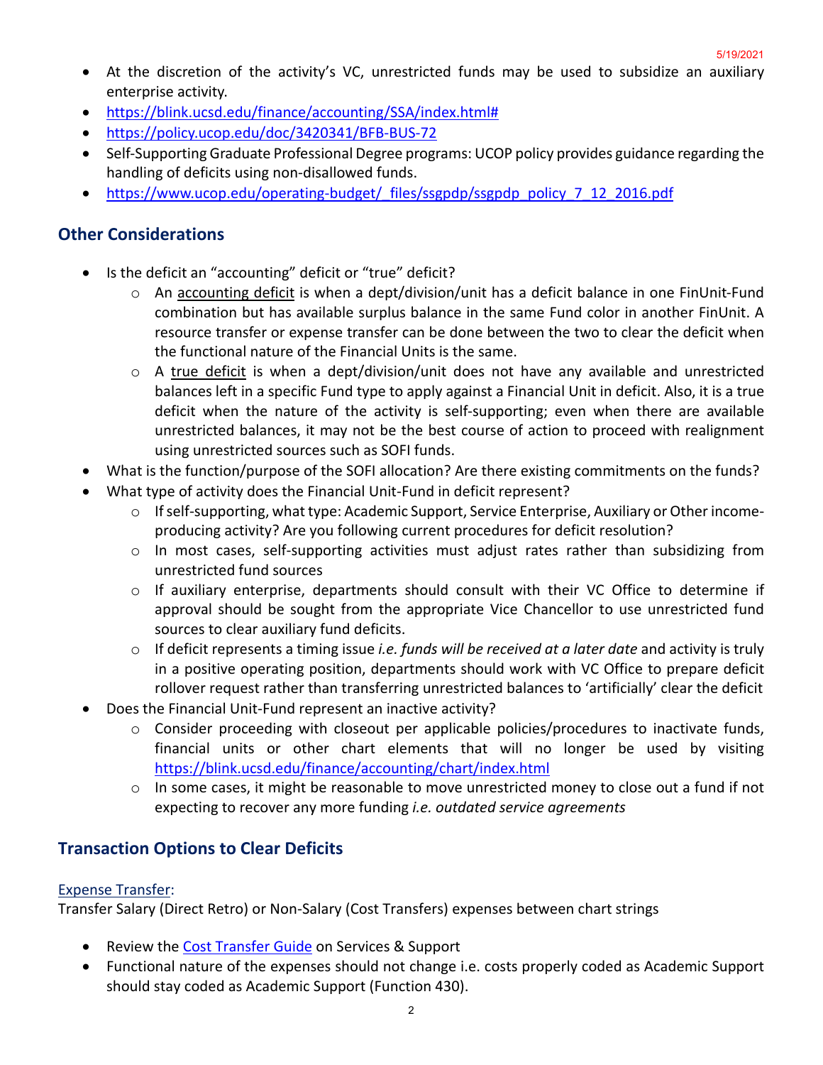- At the discretion of the activity's VC, unrestricted funds may be used to subsidize an auxiliary enterprise activity.
- https://blink.ucsd.edu/finance/accounting/SSA/index.html#
- https://policy.ucop.edu/doc/3420341/BFB-BUS-72
- Self-Supporting Graduate Professional Degree programs: UCOP policy provides guidance regarding the handling of deficits using non-disallowed funds.
- https://www.ucop.edu/operating-budget/_files/ssgpdp/ssgpdp_policy_7_12_2016.pdf

## Other Considerations

- Is the deficit an "accounting" deficit or "true" deficit?
  - An accounting deficit is when a dept/division/unit has a deficit balance in one FinUnit-Fund combination but has available surplus balance in the same Fund color in another FinUnit. A resource transfer or expense transfer can be done between the two to clear the deficit when the functional nature of the Financial Units is the same.
  - A true deficit is when a dept/division/unit does not have any available and unrestricted balances left in a specific Fund type to apply against a Financial Unit in deficit. Also, it is a true deficit when the nature of the activity is self-supporting; even when there are available unrestricted balances, it may not be the best course of action to proceed with realignment using unrestricted sources such as SOFI funds.
- What is the function/purpose of the SOFI allocation? Are there existing commitments on the funds?
- What type of activity does the Financial Unit-Fund in deficit represent?
  - If self-supporting, what type: Academic Support, Service Enterprise, Auxiliary or Other income-producing activity? Are you following current procedures for deficit resolution?
  - In most cases, self-supporting activities must adjust rates rather than subsidizing from unrestricted fund sources
  - If auxiliary enterprise, departments should consult with their VC Office to determine if approval should be sought from the appropriate Vice Chancellor to use unrestricted fund sources to clear auxiliary fund deficits.
  - If deficit represents a timing issue *i.e. funds will be received at a later date* and activity is truly in a positive operating position, departments should work with VC Office to prepare deficit rollover request rather than transferring unrestricted balances to 'artificially' clear the deficit
- Does the Financial Unit-Fund represent an inactive activity?
  - Consider proceeding with closeout per applicable policies/procedures to inactivate funds, financial units or other chart elements that will no longer be used by visiting https://blink.ucsd.edu/finance/accounting/chart/index.html
  - In some cases, it might be reasonable to move unrestricted money to close out a fund if not expecting to recover any more funding *i.e. outdated service agreements*

## Transaction Options to Clear Deficits

Expense Transfer:

Transfer Salary (Direct Retro) or Non-Salary (Cost Transfers) expenses between chart strings

- Review the Cost Transfer Guide on Services & Support
- Functional nature of the expenses should not change i.e. costs properly coded as Academic Support should stay coded as Academic Support (Function 430).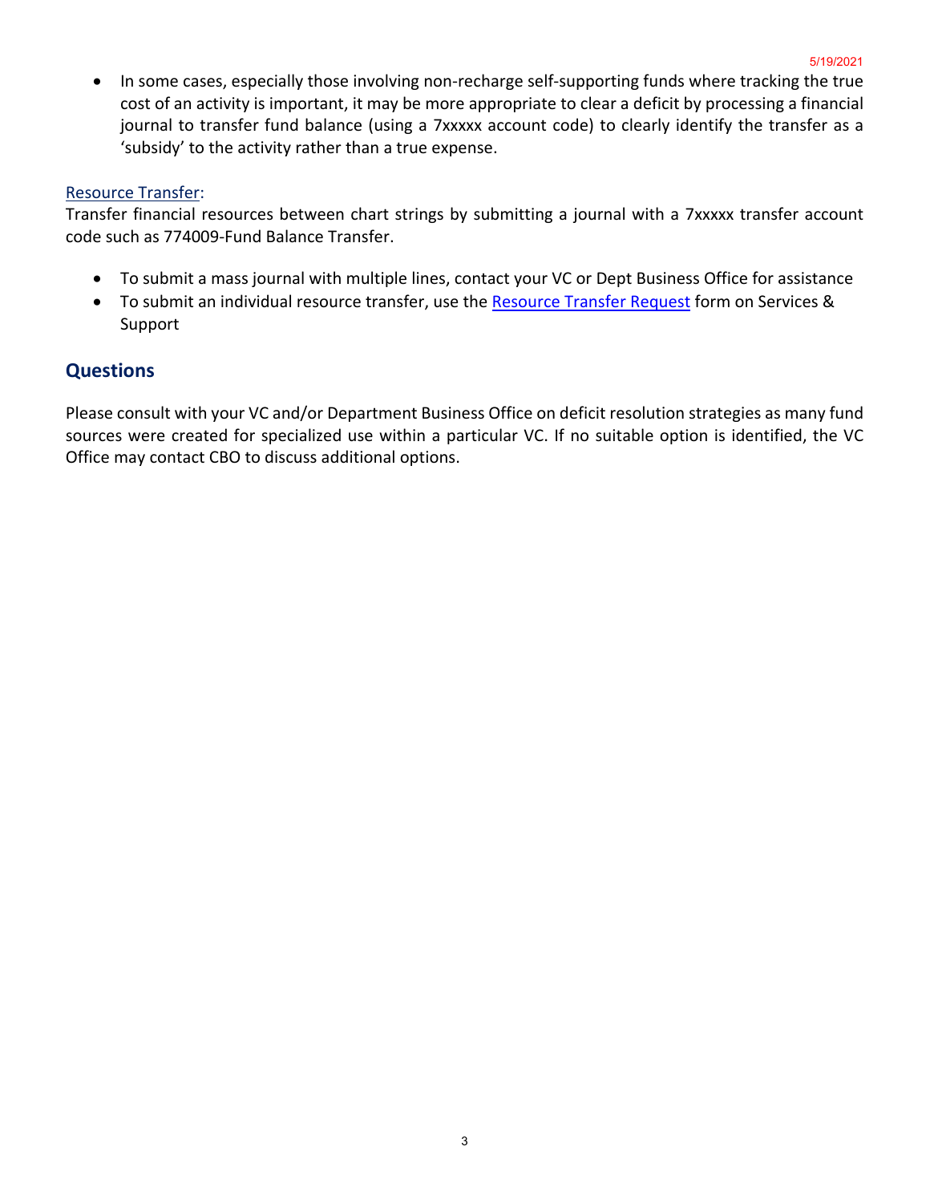- In some cases, especially those involving non-recharge self-supporting funds where tracking the true cost of an activity is important, it may be more appropriate to clear a deficit by processing a financial journal to transfer fund balance (using a 7xxxxx account code) to clearly identify the transfer as a 'subsidy' to the activity rather than a true expense.

Resource Transfer:

Transfer financial resources between chart strings by submitting a journal with a 7xxxxx transfer account code such as 774009-Fund Balance Transfer.

- To submit a mass journal with multiple lines, contact your VC or Dept Business Office for assistance
- To submit an individual resource transfer, use the Resource Transfer Request form on Services & Support

## Questions

Please consult with your VC and/or Department Business Office on deficit resolution strategies as many fund sources were created for specialized use within a particular VC. If no suitable option is identified, the VC Office may contact CBO to discuss additional options.